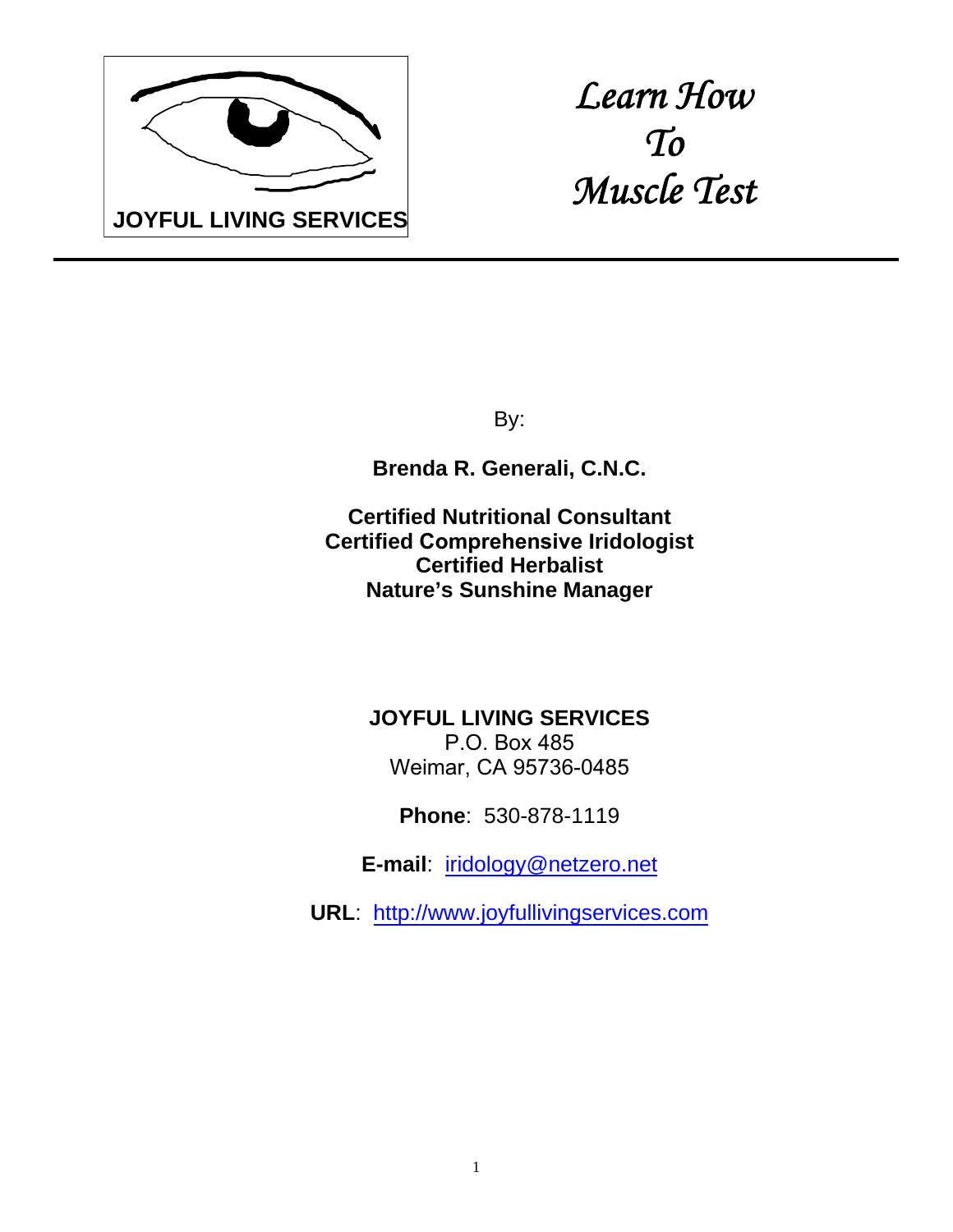JOYFUL LIVING SERVICES

# *Learn How To Muscle Test*

---

By:

**Brenda R. Generali, C.N.C.**

**Certified Nutritional Consultant**
**Certified Comprehensive Iridologist**
**Certified Herbalist**
**Nature's Sunshine Manager**

**JOYFUL LIVING SERVICES**
P.O. Box 485
Weimar, CA 95736-0485

**Phone**: 530-878-1119

**E-mail**: iridology@netzero.net

**URL**: http://www.joyfullivingservices.com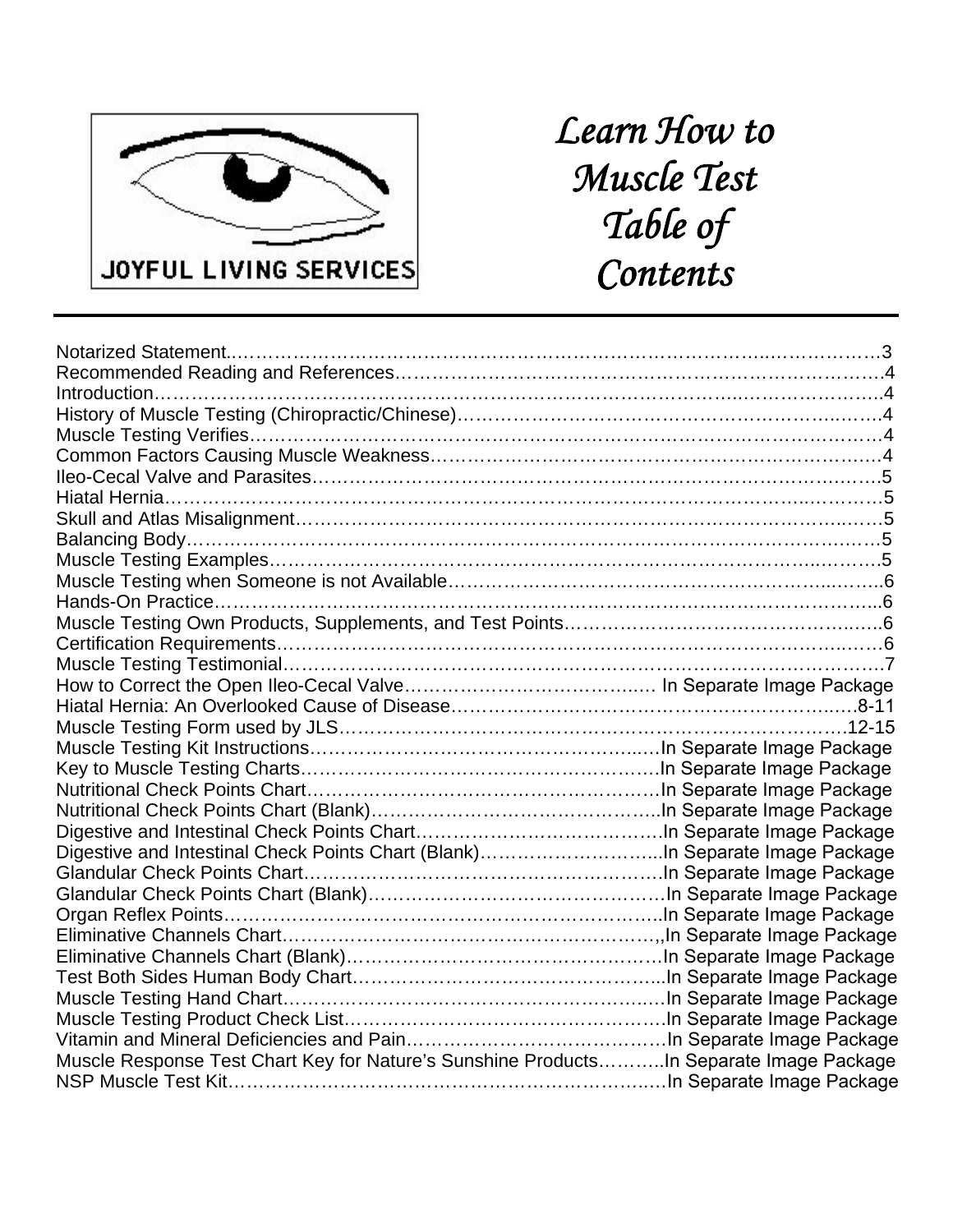JOYFUL LIVING SERVICES

# *Learn How to Muscle Test Table of Contents*

---

| Section | Page |
| --- | --- |
| Notarized Statement | 3 |
| Recommended Reading and References | 4 |
| Introduction | 4 |
| History of Muscle Testing (Chiropractic/Chinese) | 4 |
| Muscle Testing Verifies | 4 |
| Common Factors Causing Muscle Weakness | 4 |
| Ileo-Cecal Valve and Parasites | 5 |
| Hiatal Hernia | 5 |
| Skull and Atlas Misalignment | 5 |
| Balancing Body | 5 |
| Muscle Testing Examples | 5 |
| Muscle Testing when Someone is not Available | 6 |
| Hands-On Practice | 6 |
| Muscle Testing Own Products, Supplements, and Test Points | 6 |
| Certification Requirements | 6 |
| Muscle Testing Testimonial | 7 |
| How to Correct the Open Ileo-Cecal Valve | In Separate Image Package |
| Hiatal Hernia: An Overlooked Cause of Disease | 8-11 |
| Muscle Testing Form used by JLS | 12-15 |
| Muscle Testing Kit Instructions | In Separate Image Package |
| Key to Muscle Testing Charts | In Separate Image Package |
| Nutritional Check Points Chart | In Separate Image Package |
| Nutritional Check Points Chart (Blank) | In Separate Image Package |
| Digestive and Intestinal Check Points Chart | In Separate Image Package |
| Digestive and Intestinal Check Points Chart (Blank) | In Separate Image Package |
| Glandular Check Points Chart | In Separate Image Package |
| Glandular Check Points Chart (Blank) | In Separate Image Package |
| Organ Reflex Points | In Separate Image Package |
| Eliminative Channels Chart | In Separate Image Package |
| Eliminative Channels Chart (Blank) | In Separate Image Package |
| Test Both Sides Human Body Chart | In Separate Image Package |
| Muscle Testing Hand Chart | In Separate Image Package |
| Muscle Testing Product Check List | In Separate Image Package |
| Vitamin and Mineral Deficiencies and Pain | In Separate Image Package |
| Muscle Response Test Chart Key for Nature's Sunshine Products | In Separate Image Package |
| NSP Muscle Test Kit | In Separate Image Package |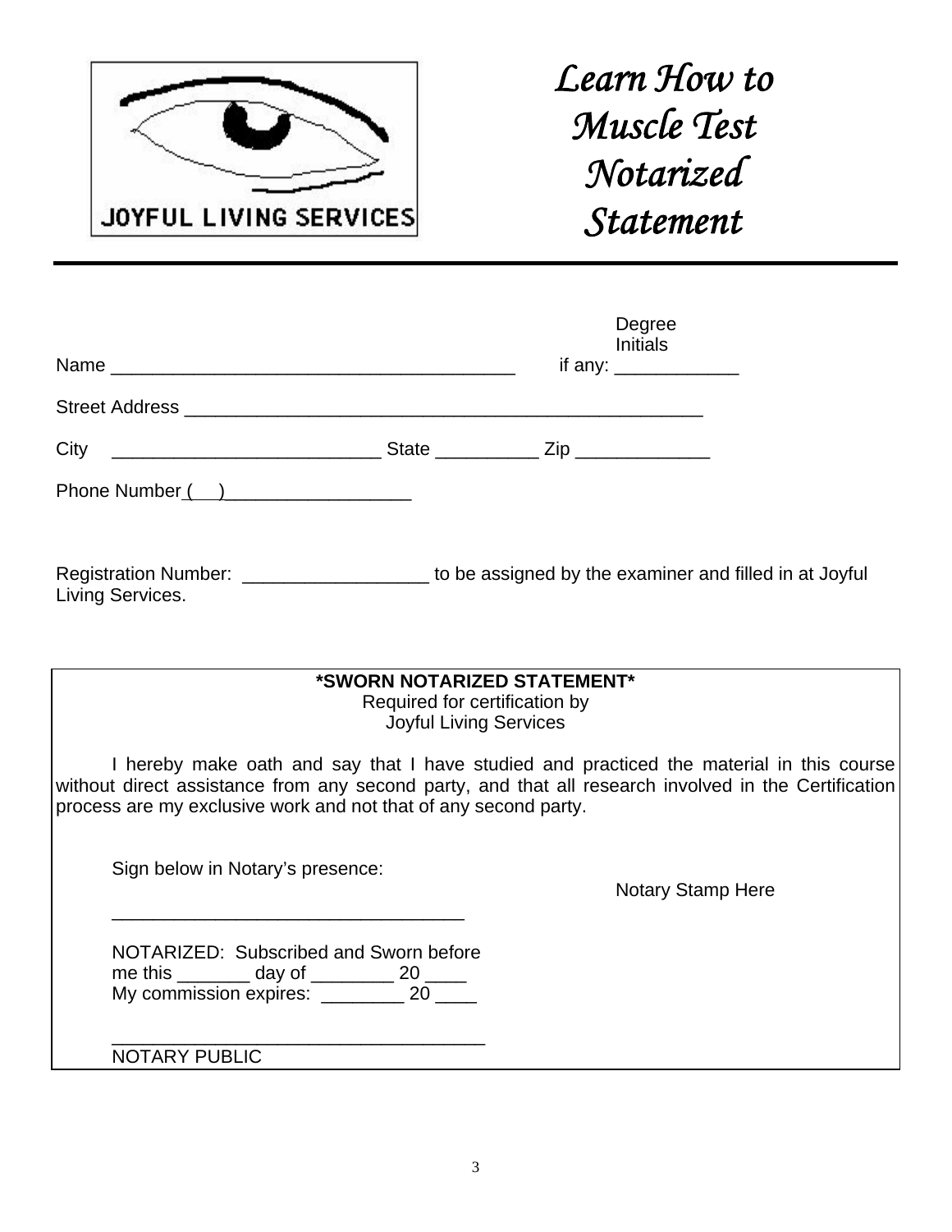JOYFUL LIVING SERVICES

# *Learn How to Muscle Test Notarized Statement*

---

Name ________________________________________ Degree Initials if any: ____________

Street Address ____________________________________________________

City __________________________ State __________ Zip _____________

Phone Number (   )__________________

Registration Number: __________________ to be assigned by the examiner and filled in at Joyful Living Services.

**\*SWORN NOTARIZED STATEMENT\***

Required for certification by
Joyful Living Services

I hereby make oath and say that I have studied and practiced the material in this course without direct assistance from any second party, and that all research involved in the Certification process are my exclusive work and not that of any second party.

Sign below in Notary's presence:

___________________________________

Notary Stamp Here

NOTARIZED: Subscribed and Sworn before
me this _______ day of ________ 20 ____
My commission expires: ________ 20 ____

____________________________________
NOTARY PUBLIC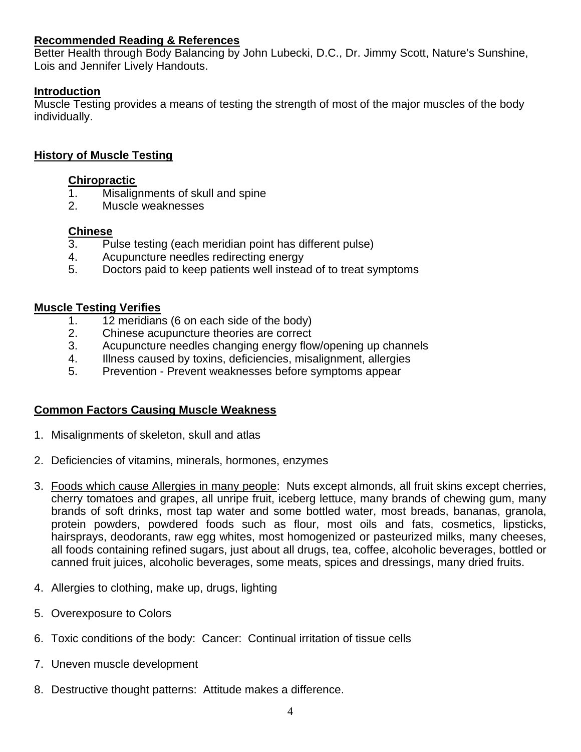**Recommended Reading & References**
Better Health through Body Balancing by John Lubecki, D.C., Dr. Jimmy Scott, Nature's Sunshine, Lois and Jennifer Lively Handouts.

**Introduction**
Muscle Testing provides a means of testing the strength of most of the major muscles of the body individually.

**History of Muscle Testing**

**Chiropractic**
1. Misalignments of skull and spine
2. Muscle weaknesses

**Chinese**
3. Pulse testing (each meridian point has different pulse)
4. Acupuncture needles redirecting energy
5. Doctors paid to keep patients well instead of to treat symptoms

**Muscle Testing Verifies**
1. 12 meridians (6 on each side of the body)
2. Chinese acupuncture theories are correct
3. Acupuncture needles changing energy flow/opening up channels
4. Illness caused by toxins, deficiencies, misalignment, allergies
5. Prevention - Prevent weaknesses before symptoms appear

**Common Factors Causing Muscle Weakness**

1. Misalignments of skeleton, skull and atlas

2. Deficiencies of vitamins, minerals, hormones, enzymes

3. Foods which cause Allergies in many people: Nuts except almonds, all fruit skins except cherries, cherry tomatoes and grapes, all unripe fruit, iceberg lettuce, many brands of chewing gum, many brands of soft drinks, most tap water and some bottled water, most breads, bananas, granola, protein powders, powdered foods such as flour, most oils and fats, cosmetics, lipsticks, hairsprays, deodorants, raw egg whites, most homogenized or pasteurized milks, many cheeses, all foods containing refined sugars, just about all drugs, tea, coffee, alcoholic beverages, bottled or canned fruit juices, alcoholic beverages, some meats, spices and dressings, many dried fruits.

4. Allergies to clothing, make up, drugs, lighting

5. Overexposure to Colors

6. Toxic conditions of the body: Cancer: Continual irritation of tissue cells

7. Uneven muscle development

8. Destructive thought patterns: Attitude makes a difference.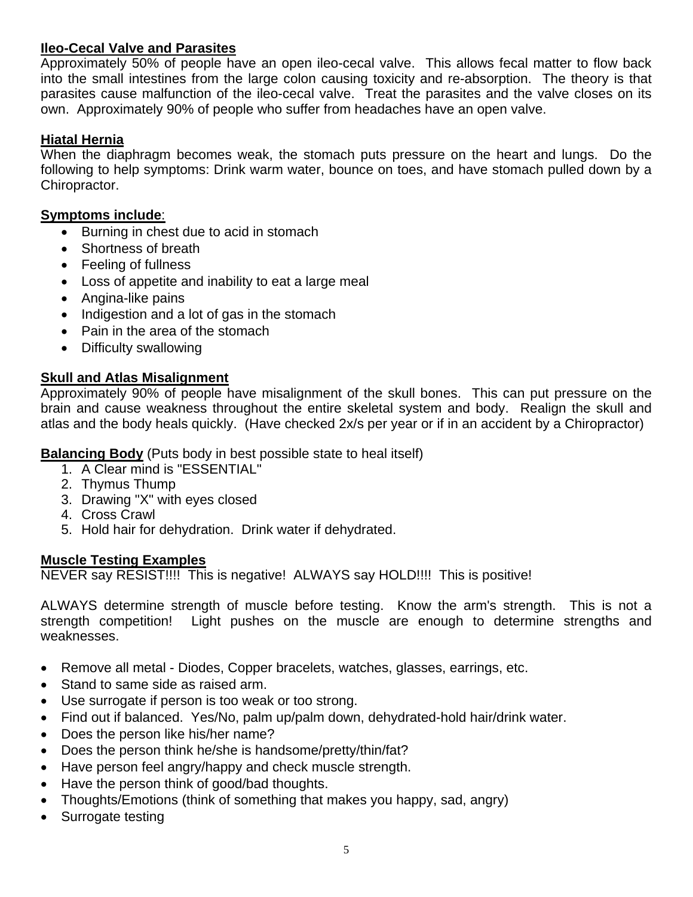**Ileo-Cecal Valve and Parasites**

Approximately 50% of people have an open ileo-cecal valve. This allows fecal matter to flow back into the small intestines from the large colon causing toxicity and re-absorption. The theory is that parasites cause malfunction of the ileo-cecal valve. Treat the parasites and the valve closes on its own. Approximately 90% of people who suffer from headaches have an open valve.

**Hiatal Hernia**

When the diaphragm becomes weak, the stomach puts pressure on the heart and lungs. Do the following to help symptoms: Drink warm water, bounce on toes, and have stomach pulled down by a Chiropractor.

**Symptoms include**:

- Burning in chest due to acid in stomach
- Shortness of breath
- Feeling of fullness
- Loss of appetite and inability to eat a large meal
- Angina-like pains
- Indigestion and a lot of gas in the stomach
- Pain in the area of the stomach
- Difficulty swallowing

**Skull and Atlas Misalignment**

Approximately 90% of people have misalignment of the skull bones. This can put pressure on the brain and cause weakness throughout the entire skeletal system and body. Realign the skull and atlas and the body heals quickly. (Have checked 2x/s per year or if in an accident by a Chiropractor)

**Balancing Body** (Puts body in best possible state to heal itself)

1. A Clear mind is "ESSENTIAL"
2. Thymus Thump
3. Drawing "X" with eyes closed
4. Cross Crawl
5. Hold hair for dehydration. Drink water if dehydrated.

**Muscle Testing Examples**

NEVER say RESIST!!!! This is negative! ALWAYS say HOLD!!!! This is positive!

ALWAYS determine strength of muscle before testing. Know the arm's strength. This is not a strength competition! Light pushes on the muscle are enough to determine strengths and weaknesses.

- Remove all metal - Diodes, Copper bracelets, watches, glasses, earrings, etc.
- Stand to same side as raised arm.
- Use surrogate if person is too weak or too strong.
- Find out if balanced. Yes/No, palm up/palm down, dehydrated-hold hair/drink water.
- Does the person like his/her name?
- Does the person think he/she is handsome/pretty/thin/fat?
- Have person feel angry/happy and check muscle strength.
- Have the person think of good/bad thoughts.
- Thoughts/Emotions (think of something that makes you happy, sad, angry)
- Surrogate testing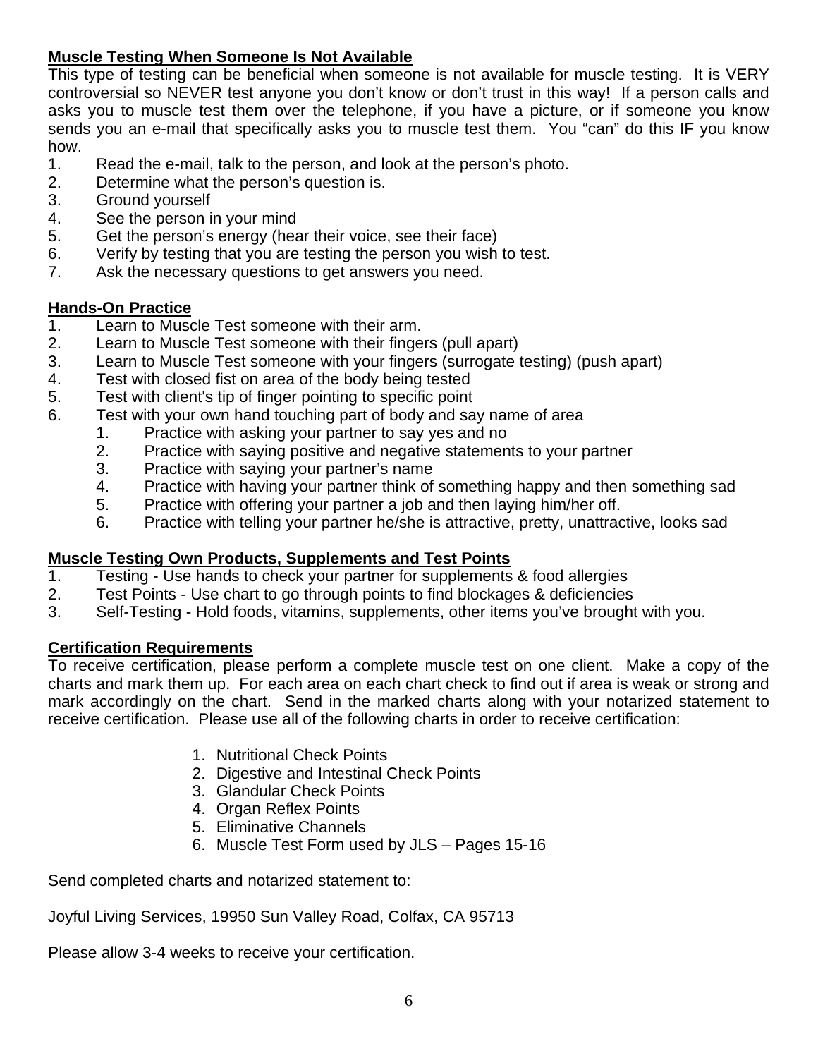## Muscle Testing When Someone Is Not Available

This type of testing can be beneficial when someone is not available for muscle testing. It is VERY controversial so NEVER test anyone you don't know or don't trust in this way! If a person calls and asks you to muscle test them over the telephone, if you have a picture, or if someone you know sends you an e-mail that specifically asks you to muscle test them. You "can" do this IF you know how.

1. Read the e-mail, talk to the person, and look at the person's photo.
2. Determine what the person's question is.
3. Ground yourself
4. See the person in your mind
5. Get the person's energy (hear their voice, see their face)
6. Verify by testing that you are testing the person you wish to test.
7. Ask the necessary questions to get answers you need.

## Hands-On Practice

1. Learn to Muscle Test someone with their arm.
2. Learn to Muscle Test someone with their fingers (pull apart)
3. Learn to Muscle Test someone with your fingers (surrogate testing) (push apart)
4. Test with closed fist on area of the body being tested
5. Test with client's tip of finger pointing to specific point
6. Test with your own hand touching part of body and say name of area
   1. Practice with asking your partner to say yes and no
   2. Practice with saying positive and negative statements to your partner
   3. Practice with saying your partner's name
   4. Practice with having your partner think of something happy and then something sad
   5. Practice with offering your partner a job and then laying him/her off.
   6. Practice with telling your partner he/she is attractive, pretty, unattractive, looks sad

## Muscle Testing Own Products, Supplements and Test Points

1. Testing - Use hands to check your partner for supplements & food allergies
2. Test Points - Use chart to go through points to find blockages & deficiencies
3. Self-Testing - Hold foods, vitamins, supplements, other items you've brought with you.

## Certification Requirements

To receive certification, please perform a complete muscle test on one client. Make a copy of the charts and mark them up. For each area on each chart check to find out if area is weak or strong and mark accordingly on the chart. Send in the marked charts along with your notarized statement to receive certification. Please use all of the following charts in order to receive certification:

1. Nutritional Check Points
2. Digestive and Intestinal Check Points
3. Glandular Check Points
4. Organ Reflex Points
5. Eliminative Channels
6. Muscle Test Form used by JLS – Pages 15-16

Send completed charts and notarized statement to:

Joyful Living Services, 19950 Sun Valley Road, Colfax, CA 95713

Please allow 3-4 weeks to receive your certification.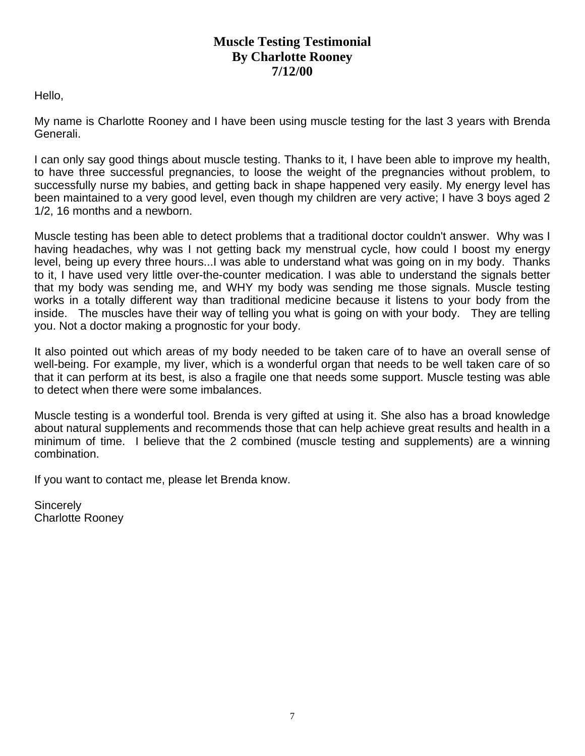# Muscle Testing Testimonial
## By Charlotte Rooney
## 7/12/00

Hello,

My name is Charlotte Rooney and I have been using muscle testing for the last 3 years with Brenda Generali.

I can only say good things about muscle testing. Thanks to it, I have been able to improve my health, to have three successful pregnancies, to loose the weight of the pregnancies without problem, to successfully nurse my babies, and getting back in shape happened very easily. My energy level has been maintained to a very good level, even though my children are very active; I have 3 boys aged 2 1/2, 16 months and a newborn.

Muscle testing has been able to detect problems that a traditional doctor couldn't answer. Why was I having headaches, why was I not getting back my menstrual cycle, how could I boost my energy level, being up every three hours...I was able to understand what was going on in my body. Thanks to it, I have used very little over-the-counter medication. I was able to understand the signals better that my body was sending me, and WHY my body was sending me those signals. Muscle testing works in a totally different way than traditional medicine because it listens to your body from the inside. The muscles have their way of telling you what is going on with your body. They are telling you. Not a doctor making a prognostic for your body.

It also pointed out which areas of my body needed to be taken care of to have an overall sense of well-being. For example, my liver, which is a wonderful organ that needs to be well taken care of so that it can perform at its best, is also a fragile one that needs some support. Muscle testing was able to detect when there were some imbalances.

Muscle testing is a wonderful tool. Brenda is very gifted at using it. She also has a broad knowledge about natural supplements and recommends those that can help achieve great results and health in a minimum of time. I believe that the 2 combined (muscle testing and supplements) are a winning combination.

If you want to contact me, please let Brenda know.

Sincerely
Charlotte Rooney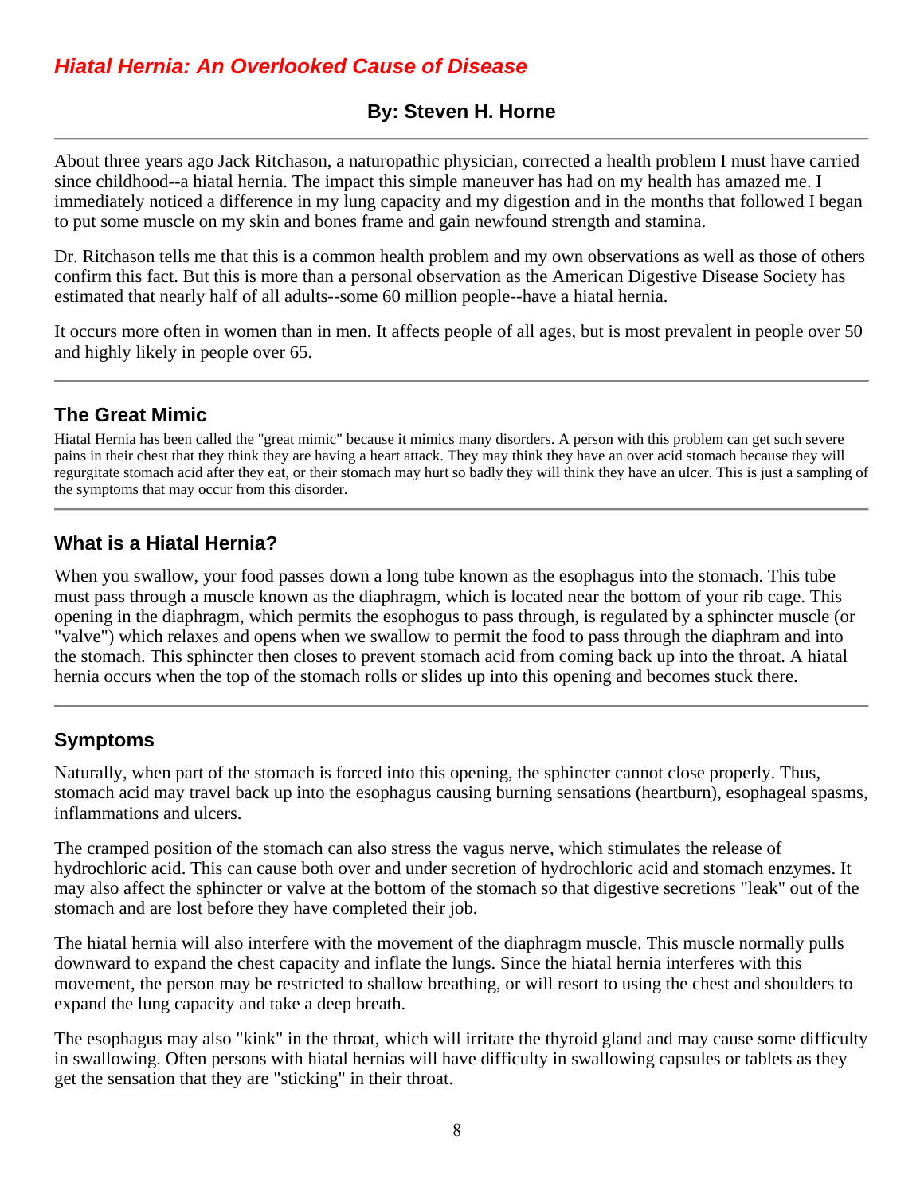# *Hiatal Hernia: An Overlooked Cause of Disease*

### By: Steven H. Horne

---

About three years ago Jack Ritchason, a naturopathic physician, corrected a health problem I must have carried since childhood--a hiatal hernia. The impact this simple maneuver has had on my health has amazed me. I immediately noticed a difference in my lung capacity and my digestion and in the months that followed I began to put some muscle on my skin and bones frame and gain newfound strength and stamina.

Dr. Ritchason tells me that this is a common health problem and my own observations as well as those of others confirm this fact. But this is more than a personal observation as the American Digestive Disease Society has estimated that nearly half of all adults--some 60 million people--have a hiatal hernia.

It occurs more often in women than in men. It affects people of all ages, but is most prevalent in people over 50 and highly likely in people over 65.

---

## The Great Mimic

Hiatal Hernia has been called the "great mimic" because it mimics many disorders. A person with this problem can get such severe pains in their chest that they think they are having a heart attack. They may think they have an over acid stomach because they will regurgitate stomach acid after they eat, or their stomach may hurt so badly they will think they have an ulcer. This is just a sampling of the symptoms that may occur from this disorder.

---

## What is a Hiatal Hernia?

When you swallow, your food passes down a long tube known as the esophagus into the stomach. This tube must pass through a muscle known as the diaphragm, which is located near the bottom of your rib cage. This opening in the diaphragm, which permits the esophogus to pass through, is regulated by a sphincter muscle (or "valve") which relaxes and opens when we swallow to permit the food to pass through the diaphram and into the stomach. This sphincter then closes to prevent stomach acid from coming back up into the throat. A hiatal hernia occurs when the top of the stomach rolls or slides up into this opening and becomes stuck there.

---

## Symptoms

Naturally, when part of the stomach is forced into this opening, the sphincter cannot close properly. Thus, stomach acid may travel back up into the esophagus causing burning sensations (heartburn), esophageal spasms, inflammations and ulcers.

The cramped position of the stomach can also stress the vagus nerve, which stimulates the release of hydrochloric acid. This can cause both over and under secretion of hydrochloric acid and stomach enzymes. It may also affect the sphincter or valve at the bottom of the stomach so that digestive secretions "leak" out of the stomach and are lost before they have completed their job.

The hiatal hernia will also interfere with the movement of the diaphragm muscle. This muscle normally pulls downward to expand the chest capacity and inflate the lungs. Since the hiatal hernia interferes with this movement, the person may be restricted to shallow breathing, or will resort to using the chest and shoulders to expand the lung capacity and take a deep breath.

The esophagus may also "kink" in the throat, which will irritate the thyroid gland and may cause some difficulty in swallowing. Often persons with hiatal hernias will have difficulty in swallowing capsules or tablets as they get the sensation that they are "sticking" in their throat.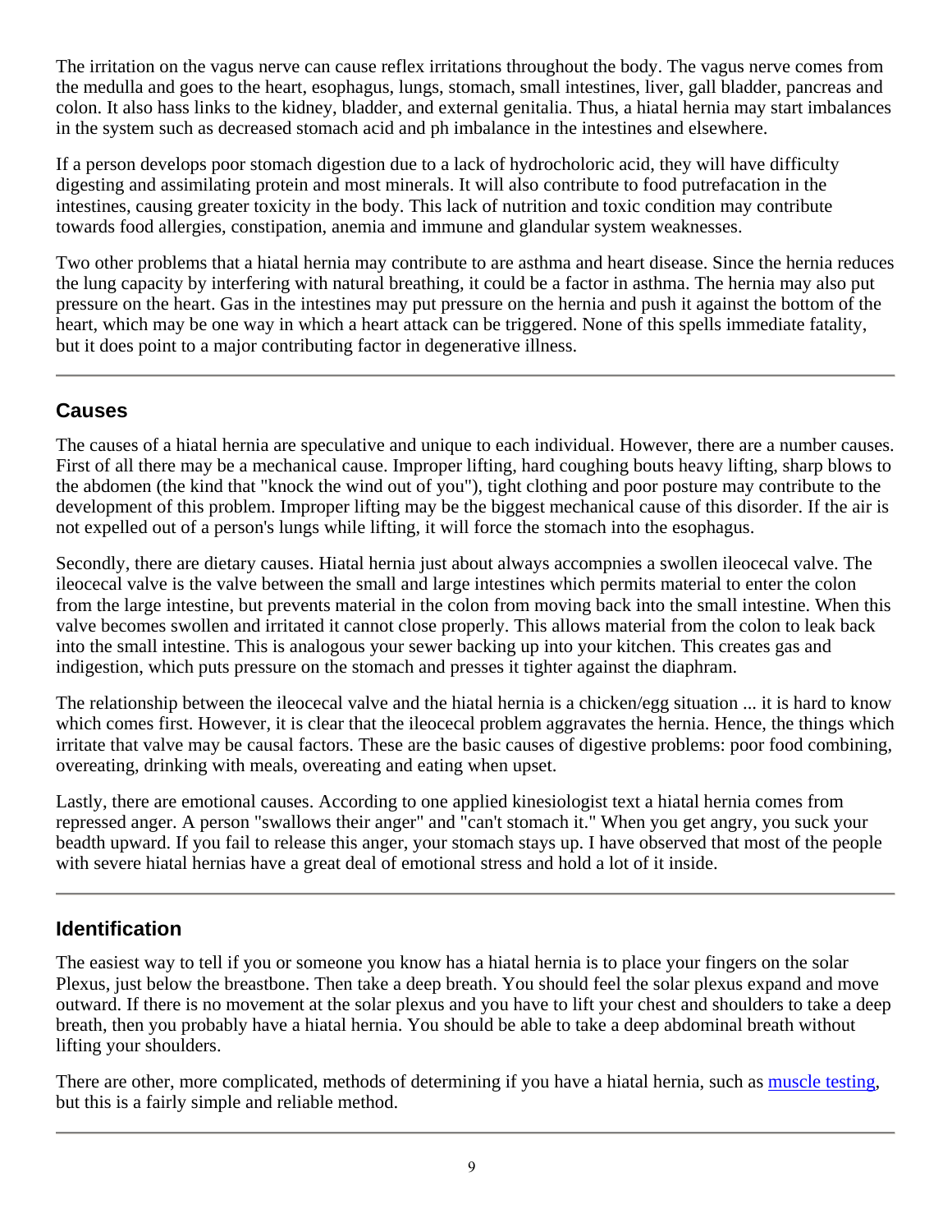The irritation on the vagus nerve can cause reflex irritations throughout the body. The vagus nerve comes from the medulla and goes to the heart, esophagus, lungs, stomach, small intestines, liver, gall bladder, pancreas and colon. It also hass links to the kidney, bladder, and external genitalia. Thus, a hiatal hernia may start imbalances in the system such as decreased stomach acid and ph imbalance in the intestines and elsewhere.

If a person develops poor stomach digestion due to a lack of hydrocholoric acid, they will have difficulty digesting and assimilating protein and most minerals. It will also contribute to food putrefacation in the intestines, causing greater toxicity in the body. This lack of nutrition and toxic condition may contribute towards food allergies, constipation, anemia and immune and glandular system weaknesses.

Two other problems that a hiatal hernia may contribute to are asthma and heart disease. Since the hernia reduces the lung capacity by interfering with natural breathing, it could be a factor in asthma. The hernia may also put pressure on the heart. Gas in the intestines may put pressure on the hernia and push it against the bottom of the heart, which may be one way in which a heart attack can be triggered. None of this spells immediate fatality, but it does point to a major contributing factor in degenerative illness.

---

## Causes

The causes of a hiatal hernia are speculative and unique to each individual. However, there are a number causes. First of all there may be a mechanical cause. Improper lifting, hard coughing bouts heavy lifting, sharp blows to the abdomen (the kind that "knock the wind out of you"), tight clothing and poor posture may contribute to the development of this problem. Improper lifting may be the biggest mechanical cause of this disorder. If the air is not expelled out of a person's lungs while lifting, it will force the stomach into the esophagus.

Secondly, there are dietary causes. Hiatal hernia just about always accompnies a swollen ileocecal valve. The ileocecal valve is the valve between the small and large intestines which permits material to enter the colon from the large intestine, but prevents material in the colon from moving back into the small intestine. When this valve becomes swollen and irritated it cannot close properly. This allows material from the colon to leak back into the small intestine. This is analogous your sewer backing up into your kitchen. This creates gas and indigestion, which puts pressure on the stomach and presses it tighter against the diaphram.

The relationship between the ileocecal valve and the hiatal hernia is a chicken/egg situation ... it is hard to know which comes first. However, it is clear that the ileocecal problem aggravates the hernia. Hence, the things which irritate that valve may be causal factors. These are the basic causes of digestive problems: poor food combining, overeating, drinking with meals, overeating and eating when upset.

Lastly, there are emotional causes. According to one applied kinesiologist text a hiatal hernia comes from repressed anger. A person "swallows their anger" and "can't stomach it." When you get angry, you suck your beadth upward. If you fail to release this anger, your stomach stays up. I have observed that most of the people with severe hiatal hernias have a great deal of emotional stress and hold a lot of it inside.

---

## Identification

The easiest way to tell if you or someone you know has a hiatal hernia is to place your fingers on the solar Plexus, just below the breastbone. Then take a deep breath. You should feel the solar plexus expand and move outward. If there is no movement at the solar plexus and you have to lift your chest and shoulders to take a deep breath, then you probably have a hiatal hernia. You should be able to take a deep abdominal breath without lifting your shoulders.

There are other, more complicated, methods of determining if you have a hiatal hernia, such as muscle testing, but this is a fairly simple and reliable method.

---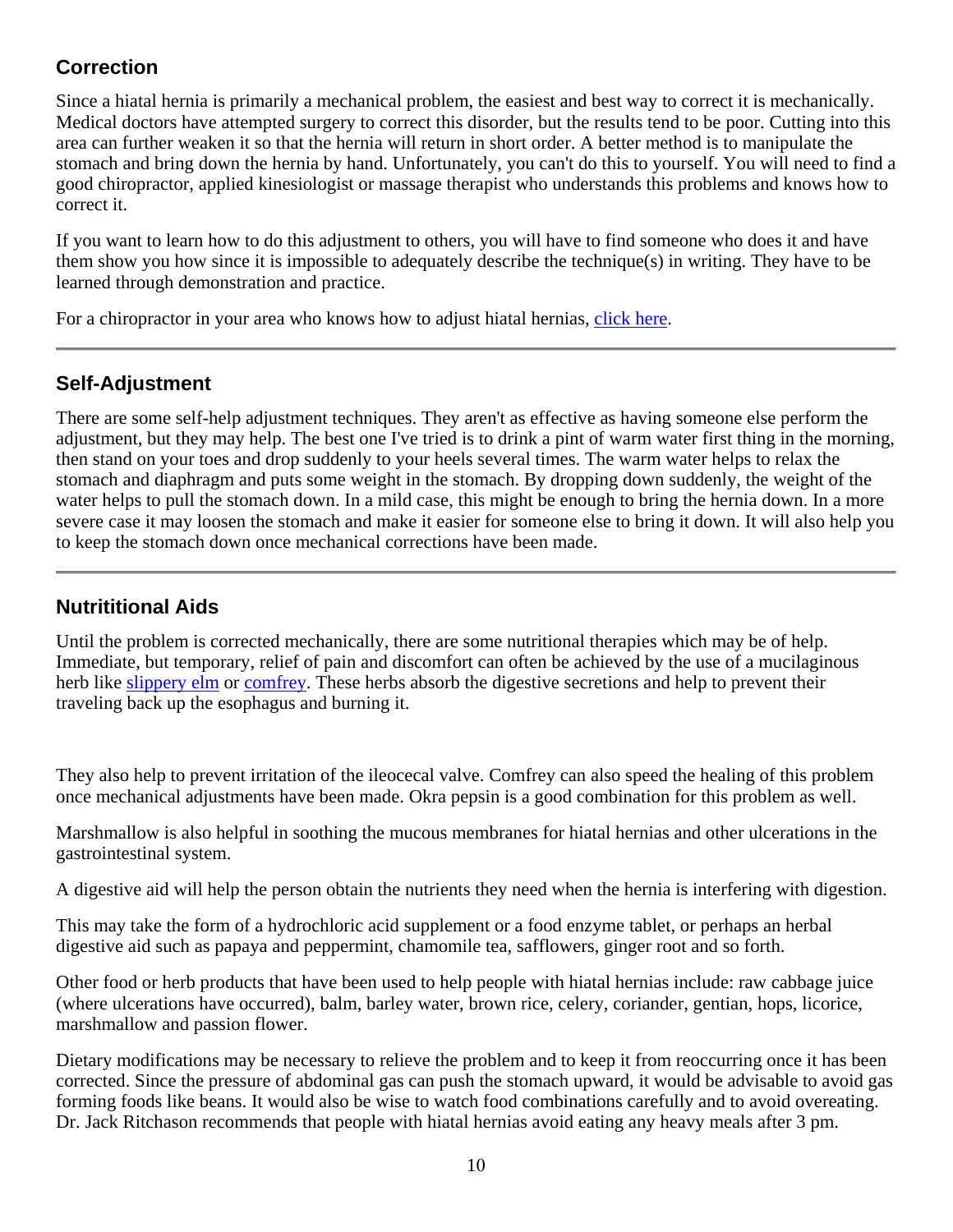## Correction

Since a hiatal hernia is primarily a mechanical problem, the easiest and best way to correct it is mechanically. Medical doctors have attempted surgery to correct this disorder, but the results tend to be poor. Cutting into this area can further weaken it so that the hernia will return in short order. A better method is to manipulate the stomach and bring down the hernia by hand. Unfortunately, you can't do this to yourself. You will need to find a good chiropractor, applied kinesiologist or massage therapist who understands this problems and knows how to correct it.

If you want to learn how to do this adjustment to others, you will have to find someone who does it and have them show you how since it is impossible to adequately describe the technique(s) in writing. They have to be learned through demonstration and practice.

For a chiropractor in your area who knows how to adjust hiatal hernias, click here.

---

## Self-Adjustment

There are some self-help adjustment techniques. They aren't as effective as having someone else perform the adjustment, but they may help. The best one I've tried is to drink a pint of warm water first thing in the morning, then stand on your toes and drop suddenly to your heels several times. The warm water helps to relax the stomach and diaphragm and puts some weight in the stomach. By dropping down suddenly, the weight of the water helps to pull the stomach down. In a mild case, this might be enough to bring the hernia down. In a more severe case it may loosen the stomach and make it easier for someone else to bring it down. It will also help you to keep the stomach down once mechanical corrections have been made.

---

## Nutrititional Aids

Until the problem is corrected mechanically, there are some nutritional therapies which may be of help. Immediate, but temporary, relief of pain and discomfort can often be achieved by the use of a mucilaginous herb like slippery elm or comfrey. These herbs absorb the digestive secretions and help to prevent their traveling back up the esophagus and burning it.

They also help to prevent irritation of the ileocecal valve. Comfrey can also speed the healing of this problem once mechanical adjustments have been made. Okra pepsin is a good combination for this problem as well.

Marshmallow is also helpful in soothing the mucous membranes for hiatal hernias and other ulcerations in the gastrointestinal system.

A digestive aid will help the person obtain the nutrients they need when the hernia is interfering with digestion.

This may take the form of a hydrochloric acid supplement or a food enzyme tablet, or perhaps an herbal digestive aid such as papaya and peppermint, chamomile tea, safflowers, ginger root and so forth.

Other food or herb products that have been used to help people with hiatal hernias include: raw cabbage juice (where ulcerations have occurred), balm, barley water, brown rice, celery, coriander, gentian, hops, licorice, marshmallow and passion flower.

Dietary modifications may be necessary to relieve the problem and to keep it from reoccurring once it has been corrected. Since the pressure of abdominal gas can push the stomach upward, it would be advisable to avoid gas forming foods like beans. It would also be wise to watch food combinations carefully and to avoid overeating. Dr. Jack Ritchason recommends that people with hiatal hernias avoid eating any heavy meals after 3 pm.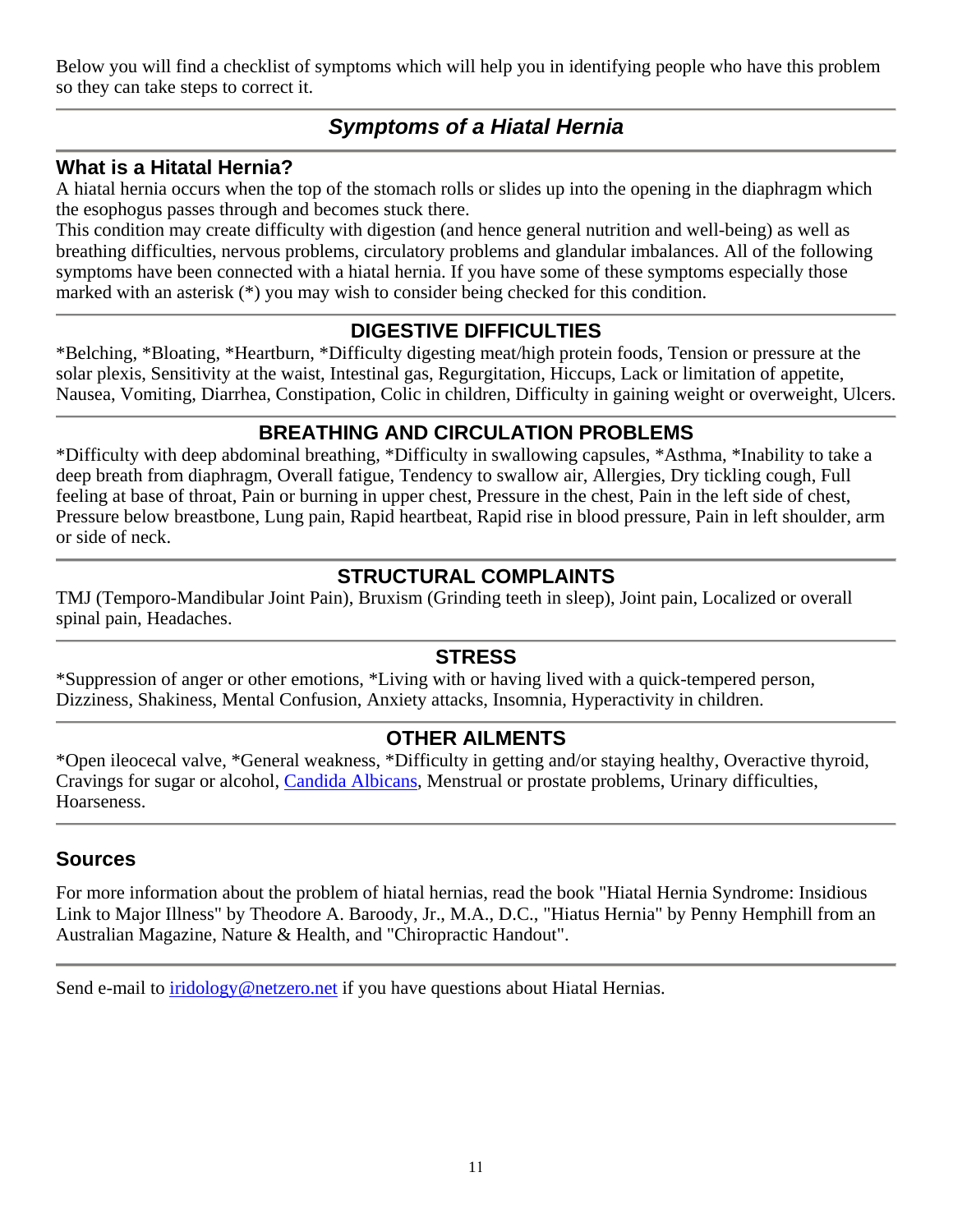Below you will find a checklist of symptoms which will help you in identifying people who have this problem so they can take steps to correct it.

---

## *Symptoms of a Hiatal Hernia*

---

### What is a Hitatal Hernia?

A hiatal hernia occurs when the top of the stomach rolls or slides up into the opening in the diaphragm which the esophogus passes through and becomes stuck there.

This condition may create difficulty with digestion (and hence general nutrition and well-being) as well as breathing difficulties, nervous problems, circulatory problems and glandular imbalances. All of the following symptoms have been connected with a hiatal hernia. If you have some of these symptoms especially those marked with an asterisk (*) you may wish to consider being checked for this condition.

---

### DIGESTIVE DIFFICULTIES

*Belching, *Bloating, *Heartburn, *Difficulty digesting meat/high protein foods, Tension or pressure at the solar plexis, Sensitivity at the waist, Intestinal gas, Regurgitation, Hiccups, Lack or limitation of appetite, Nausea, Vomiting, Diarrhea, Constipation, Colic in children, Difficulty in gaining weight or overweight, Ulcers.

---

### BREATHING AND CIRCULATION PROBLEMS

*Difficulty with deep abdominal breathing, *Difficulty in swallowing capsules, *Asthma, *Inability to take a deep breath from diaphragm, Overall fatigue, Tendency to swallow air, Allergies, Dry tickling cough, Full feeling at base of throat, Pain or burning in upper chest, Pressure in the chest, Pain in the left side of chest, Pressure below breastbone, Lung pain, Rapid heartbeat, Rapid rise in blood pressure, Pain in left shoulder, arm or side of neck.

---

### STRUCTURAL COMPLAINTS

TMJ (Temporo-Mandibular Joint Pain), Bruxism (Grinding teeth in sleep), Joint pain, Localized or overall spinal pain, Headaches.

---

### STRESS

*Suppression of anger or other emotions, *Living with or having lived with a quick-tempered person, Dizziness, Shakiness, Mental Confusion, Anxiety attacks, Insomnia, Hyperactivity in children.

---

### OTHER AILMENTS

*Open ileocecal valve, *General weakness, *Difficulty in getting and/or staying healthy, Overactive thyroid, Cravings for sugar or alcohol, Candida Albicans, Menstrual or prostate problems, Urinary difficulties, Hoarseness.

---

### Sources

For more information about the problem of hiatal hernias, read the book "Hiatal Hernia Syndrome: Insidious Link to Major Illness" by Theodore A. Baroody, Jr., M.A., D.C., "Hiatus Hernia" by Penny Hemphill from an Australian Magazine, Nature & Health, and "Chiropractic Handout".

---

Send e-mail to iridology@netzero.net if you have questions about Hiatal Hernias.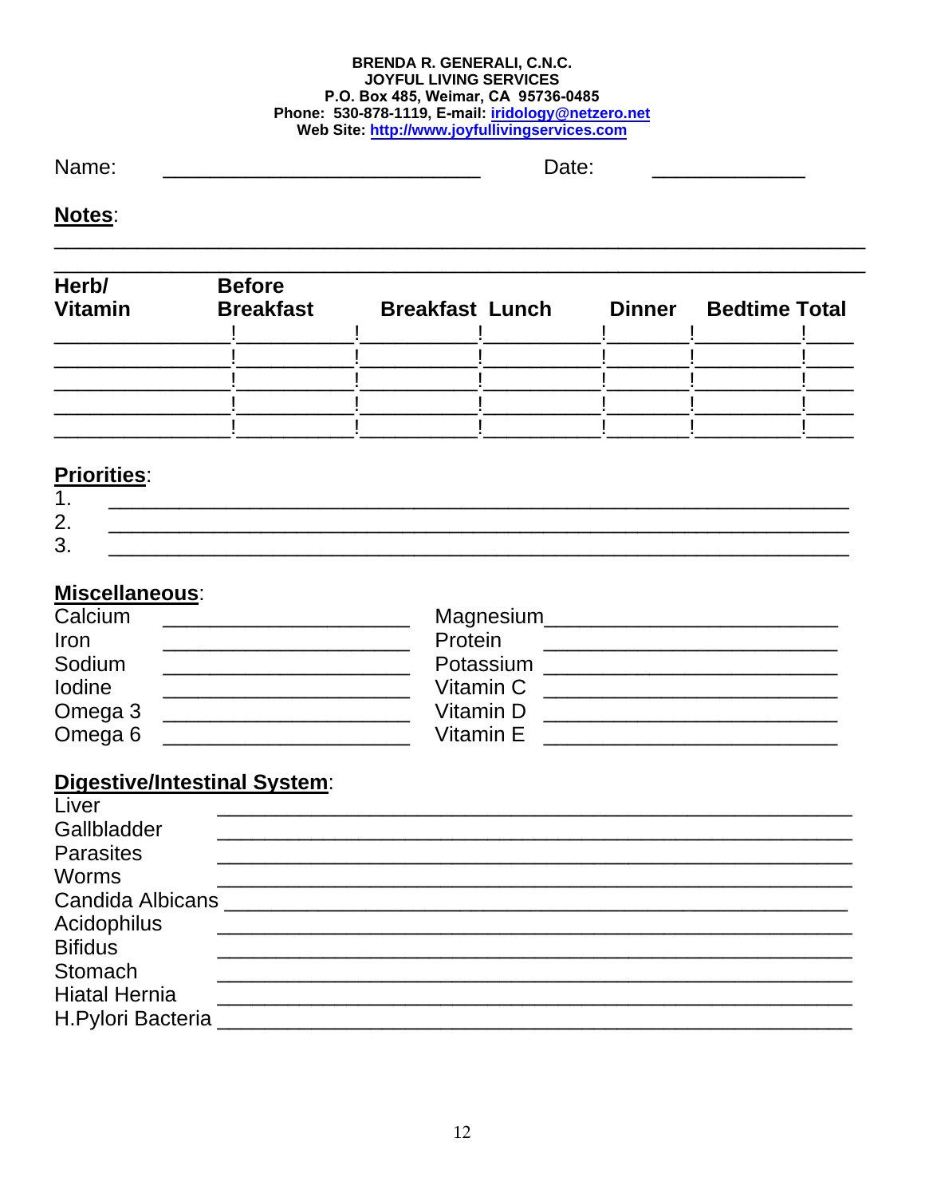**BRENDA R. GENERALI, C.N.C.**
**JOYFUL LIVING SERVICES**
**P.O. Box 485, Weimar, CA 95736-0485**
**Phone: 530-878-1119, E-mail: iridology@netzero.net**
**Web Site: http://www.joyfullivingservices.com**

Name: ____________________________ Date: _____________

**Notes**:

________________________________________________________________________

________________________________________________________________________

| Herb/ Vitamin | Before Breakfast | Breakfast | Lunch | Dinner | Bedtime | Total |
|---|---|---|---|---|---|---|
| | | | | | | |
| | | | | | | |
| | | | | | | |
| | | | | | | |
| | | | | | | |

**Priorities**:

1. ________________________________________________________________
2. ________________________________________________________________
3. ________________________________________________________________

**Miscellaneous**:

| | | | |
|---|---|---|---|
| Calcium | ______________________ | Magnesium | __________________________ |
| Iron | ______________________ | Protein | __________________________ |
| Sodium | ______________________ | Potassium | __________________________ |
| Iodine | ______________________ | Vitamin C | __________________________ |
| Omega 3 | ______________________ | Vitamin D | __________________________ |
| Omega 6 | ______________________ | Vitamin E | __________________________ |

**Digestive/Intestinal System**:

Liver ________________________________________________________

Gallbladder ________________________________________________________

Parasites ________________________________________________________

Worms ________________________________________________________

Candida Albicans ____________________________________________________

Acidophilus ________________________________________________________

Bifidus ________________________________________________________

Stomach ________________________________________________________

Hiatal Hernia ________________________________________________________

H.Pylori Bacteria ______________________________________________________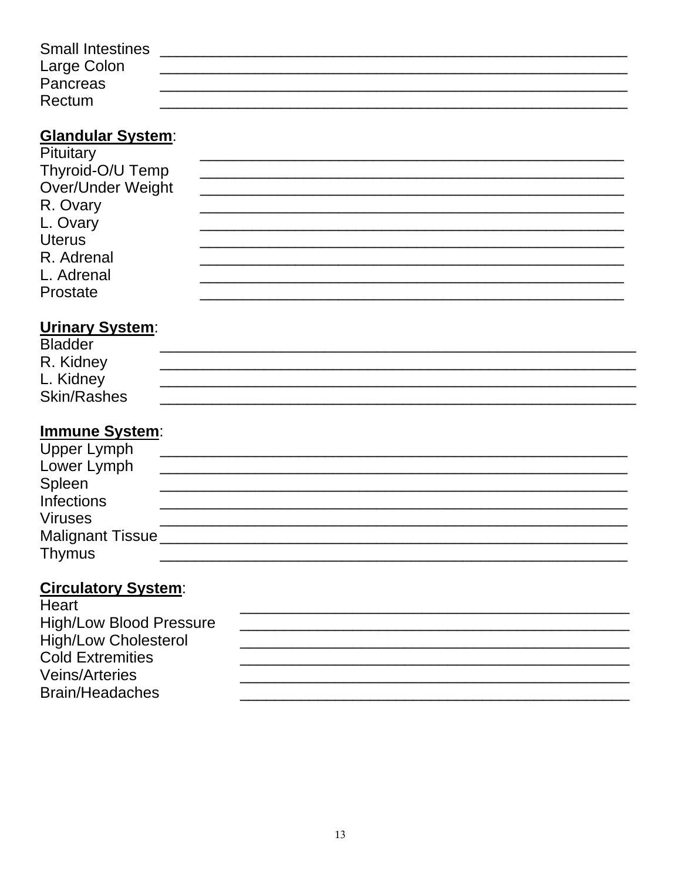Small Intestines ______________________________________________________
Large Colon ______________________________________________________
Pancreas ______________________________________________________
Rectum ______________________________________________________

**Glandular System**:
Pituitary _________________________________________________
Thyroid-O/U Temp _________________________________________________
Over/Under Weight _________________________________________________
R. Ovary _________________________________________________
L. Ovary _________________________________________________
Uterus _________________________________________________
R. Adrenal _________________________________________________
L. Adrenal _________________________________________________
Prostate _________________________________________________

**Urinary System**:
Bladder _______________________________________________________
R. Kidney _______________________________________________________
L. Kidney _______________________________________________________
Skin/Rashes _______________________________________________________

**Immune System**:
Upper Lymph ______________________________________________________
Lower Lymph ______________________________________________________
Spleen ______________________________________________________
Infections ______________________________________________________
Viruses ______________________________________________________
Malignant Tissue ______________________________________________________
Thymus ______________________________________________________

**Circulatory System**:
Heart _____________________________________________
High/Low Blood Pressure _____________________________________________
High/Low Cholesterol _____________________________________________
Cold Extremities _____________________________________________
Veins/Arteries _____________________________________________
Brain/Headaches _____________________________________________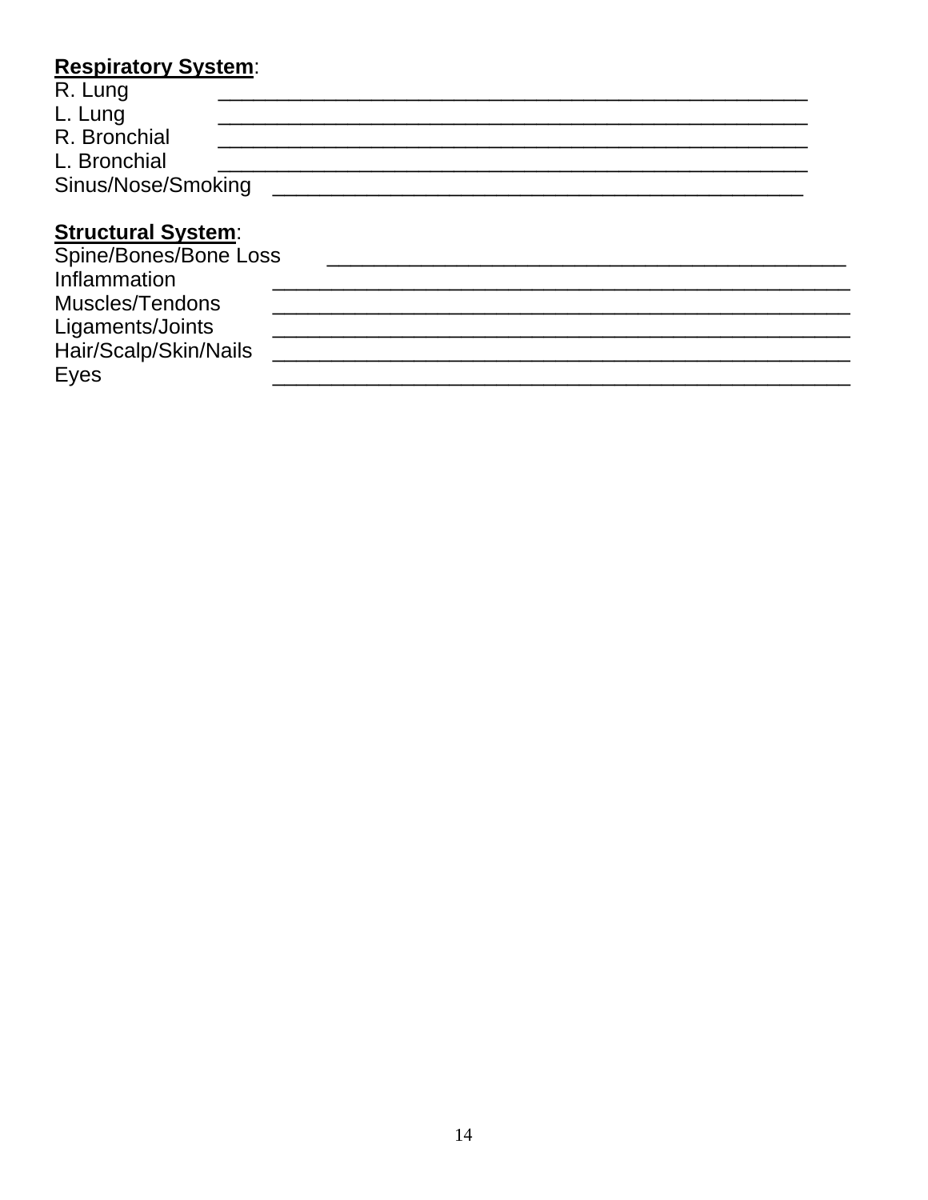**Respiratory System**:

R. Lung \_\_\_\_\_\_\_\_\_\_\_\_\_\_\_\_\_\_\_\_\_\_\_\_\_\_\_\_\_\_\_\_\_\_\_\_\_\_\_\_\_\_\_\_\_\_\_\_\_\_\_\_

L. Lung \_\_\_\_\_\_\_\_\_\_\_\_\_\_\_\_\_\_\_\_\_\_\_\_\_\_\_\_\_\_\_\_\_\_\_\_\_\_\_\_\_\_\_\_\_\_\_\_\_\_\_\_

R. Bronchial \_\_\_\_\_\_\_\_\_\_\_\_\_\_\_\_\_\_\_\_\_\_\_\_\_\_\_\_\_\_\_\_\_\_\_\_\_\_\_\_\_\_\_\_\_\_\_\_\_\_\_\_

L. Bronchial \_\_\_\_\_\_\_\_\_\_\_\_\_\_\_\_\_\_\_\_\_\_\_\_\_\_\_\_\_\_\_\_\_\_\_\_\_\_\_\_\_\_\_\_\_\_\_\_\_\_\_\_

Sinus/Nose/Smoking \_\_\_\_\_\_\_\_\_\_\_\_\_\_\_\_\_\_\_\_\_\_\_\_\_\_\_\_\_\_\_\_\_\_\_\_\_\_\_\_\_\_\_\_\_\_\_

**Structural System**:

Spine/Bones/Bone Loss \_\_\_\_\_\_\_\_\_\_\_\_\_\_\_\_\_\_\_\_\_\_\_\_\_\_\_\_\_\_\_\_\_\_\_\_\_\_\_\_\_\_\_\_\_\_\_

Inflammation \_\_\_\_\_\_\_\_\_\_\_\_\_\_\_\_\_\_\_\_\_\_\_\_\_\_\_\_\_\_\_\_\_\_\_\_\_\_\_\_\_\_\_\_\_\_\_\_\_\_\_\_

Muscles/Tendons \_\_\_\_\_\_\_\_\_\_\_\_\_\_\_\_\_\_\_\_\_\_\_\_\_\_\_\_\_\_\_\_\_\_\_\_\_\_\_\_\_\_\_\_\_\_\_\_\_\_\_\_

Ligaments/Joints \_\_\_\_\_\_\_\_\_\_\_\_\_\_\_\_\_\_\_\_\_\_\_\_\_\_\_\_\_\_\_\_\_\_\_\_\_\_\_\_\_\_\_\_\_\_\_\_\_\_\_\_

Hair/Scalp/Skin/Nails \_\_\_\_\_\_\_\_\_\_\_\_\_\_\_\_\_\_\_\_\_\_\_\_\_\_\_\_\_\_\_\_\_\_\_\_\_\_\_\_\_\_\_\_\_\_\_\_\_\_\_\_

Eyes \_\_\_\_\_\_\_\_\_\_\_\_\_\_\_\_\_\_\_\_\_\_\_\_\_\_\_\_\_\_\_\_\_\_\_\_\_\_\_\_\_\_\_\_\_\_\_\_\_\_\_\_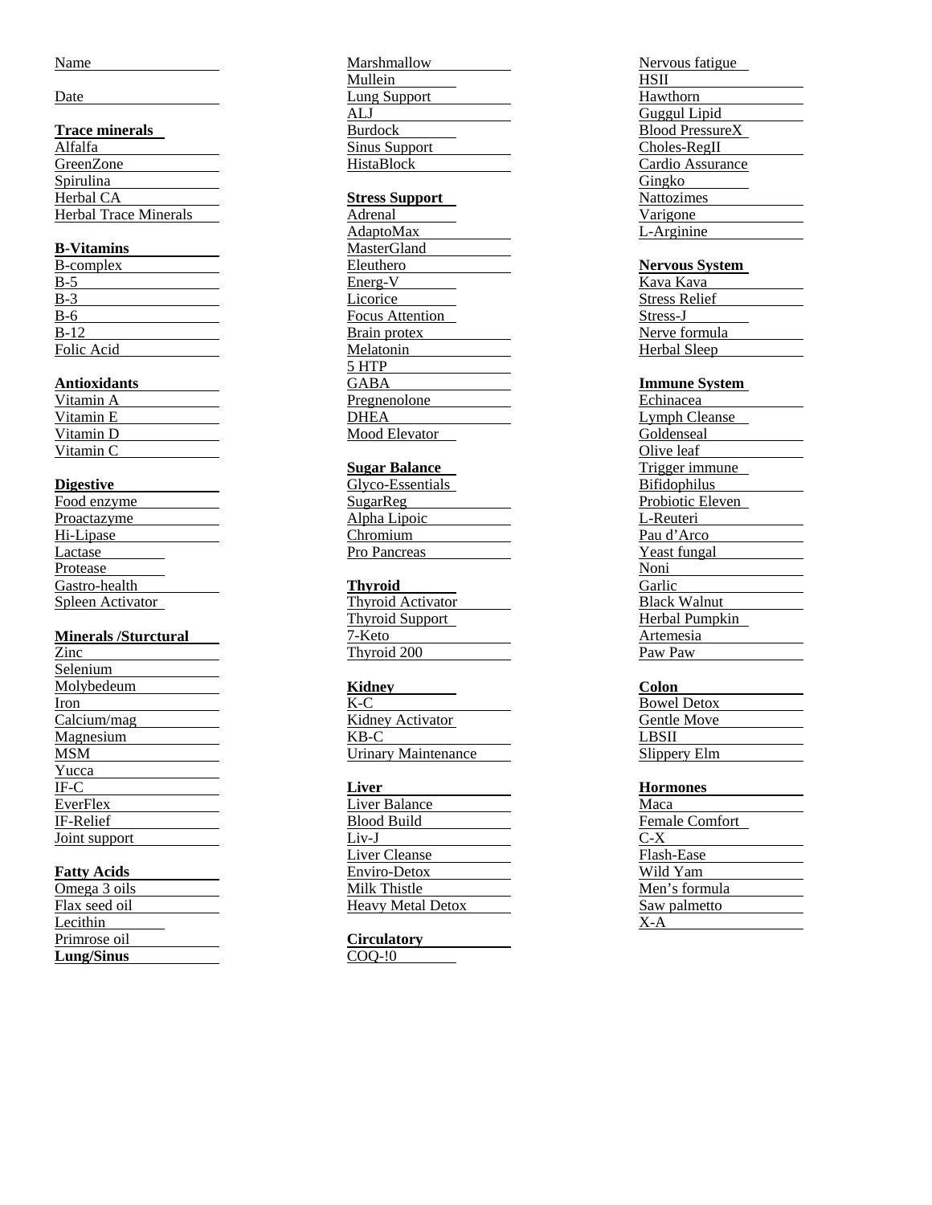Name

Date

**Trace minerals**

Alfalfa
GreenZone
Spirulina
Herbal CA
Herbal Trace Minerals

**B-Vitamins**

B-complex
B-5
B-3
B-6
B-12
Folic Acid

**Antioxidants**

Vitamin A
Vitamin E
Vitamin D
Vitamin C

**Digestive**

Food enzyme
Proactazyme
Hi-Lipase
Lactase
Protease
Gastro-health
Spleen Activator

**Minerals /Sturctural**

Zinc
Selenium
Molybedeum
Iron
Calcium/mag
Magnesium
MSM
Yucca
IF-C
EverFlex
IF-Relief
Joint support

**Fatty Acids**

Omega 3 oils
Flax seed oil
Lecithin
Primrose oil

**Lung/Sinus**

Marshmallow
Mullein
Lung Support
ALJ
Burdock
Sinus Support
HistaBlock

**Stress Support**

Adrenal
AdaptoMax
MasterGland
Eleuthero
Energ-V
Licorice
Focus Attention
Brain protex
Melatonin
5 HTP
GABA
Pregnenolone
DHEA
Mood Elevator

**Sugar Balance**

Glyco-Essentials
SugarReg
Alpha Lipoic
Chromium
Pro Pancreas

**Thyroid**

Thyroid Activator
Thyroid Support
7-Keto
Thyroid 200

**Kidney**

K-C
Kidney Activator
KB-C
Urinary Maintenance

**Liver**

Liver Balance
Blood Build
Liv-J
Liver Cleanse
Enviro-Detox
Milk Thistle
Heavy Metal Detox

**Circulatory**

COQ-!0
Nervous fatigue
HSII
Hawthorn
Guggul Lipid
Blood PressureX
Choles-RegII
Cardio Assurance
Gingko
Nattozimes
Varigone
L-Arginine

**Nervous System**

Kava Kava
Stress Relief
Stress-J
Nerve formula
Herbal Sleep

**Immune System**

Echinacea
Lymph Cleanse
Goldenseal
Olive leaf
Trigger immune
Bifidophilus
Probiotic Eleven
L-Reuteri
Pau d'Arco
Yeast fungal
Noni
Garlic
Black Walnut
Herbal Pumpkin
Artemesia
Paw Paw

**Colon**

Bowel Detox
Gentle Move
LBSII
Slippery Elm

**Hormones**

Maca
Female Comfort
C-X
Flash-Ease
Wild Yam
Men's formula
Saw palmetto
X-A